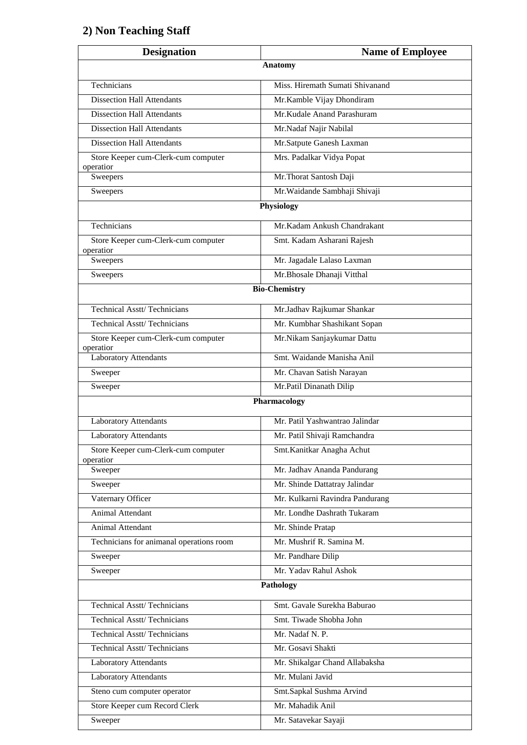## 2) Non Teaching Staff

| Designation | Name of Employee |
|---|---|
| **Anatomy** | |
| Technicians | Miss. Hiremath Sumati Shivanand |
| Dissection Hall Attendants | Mr.Kamble Vijay Dhondiram |
| Dissection Hall Attendants | Mr.Kudale Anand Parashuram |
| Dissection Hall Attendants | Mr.Nadaf Najir Nabilal |
| Dissection Hall Attendants | Mr.Satpute Ganesh Laxman |
| Store Keeper cum-Clerk-cum computer operatior | Mrs. Padalkar Vidya Popat |
| Sweepers | Mr.Thorat Santosh Daji |
| Sweepers | Mr.Waidande Sambhaji Shivaji |
| **Physiology** | |
| Technicians | Mr.Kadam Ankush Chandrakant |
| Store Keeper cum-Clerk-cum computer operatior | Smt. Kadam Asharani Rajesh |
| Sweepers | Mr. Jagadale Lalaso Laxman |
| Sweepers | Mr.Bhosale Dhanaji Vitthal |
| **Bio-Chemistry** | |
| Technical Asstt/ Technicians | Mr.Jadhav Rajkumar Shankar |
| Technical Asstt/ Technicians | Mr. Kumbhar Shashikant Sopan |
| Store Keeper cum-Clerk-cum computer operatior | Mr.Nikam Sanjaykumar Dattu |
| Laboratory Attendants | Smt. Waidande Manisha Anil |
| Sweeper | Mr. Chavan Satish Narayan |
| Sweeper | Mr.Patil Dinanath Dilip |
| **Pharmacology** | |
| Laboratory Attendants | Mr. Patil Yashwantrao Jalindar |
| Laboratory Attendants | Mr. Patil Shivaji Ramchandra |
| Store Keeper cum-Clerk-cum computer operatior | Smt.Kanitkar Anagha Achut |
| Sweeper | Mr. Jadhav Ananda Pandurang |
| Sweeper | Mr. Shinde Dattatray Jalindar |
| Vaternary Officer | Mr. Kulkarni Ravindra Pandurang |
| Animal Attendant | Mr. Londhe Dashrath Tukaram |
| Animal Attendant | Mr. Shinde Pratap |
| Technicians for animanal operations room | Mr. Mushrif R. Samina M. |
| Sweeper | Mr. Pandhare Dilip |
| Sweeper | Mr. Yadav Rahul Ashok |
| **Pathology** | |
| Technical Asstt/ Technicians | Smt. Gavale Surekha Baburao |
| Technical Asstt/ Technicians | Smt. Tiwade Shobha John |
| Technical Asstt/ Technicians | Mr. Nadaf N. P. |
| Technical Asstt/ Technicians | Mr. Gosavi Shakti |
| Laboratory Attendants | Mr. Shikalgar Chand Allabaksha |
| Laboratory Attendants | Mr. Mulani Javid |
| Steno cum computer operator | Smt.Sapkal Sushma Arvind |
| Store Keeper cum Record Clerk | Mr. Mahadik Anil |
| Sweeper | Mr. Satavekar Sayaji |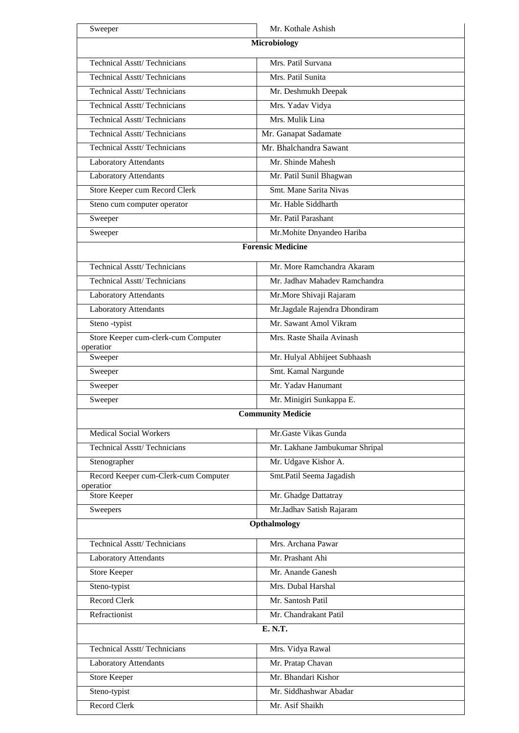| Sweeper | Mr. Kothale Ashish |
|---|---|
| **Microbiology** | |
| Technical Asstt/ Technicians | Mrs. Patil Survana |
| Technical Asstt/ Technicians | Mrs. Patil Sunita |
| Technical Asstt/ Technicians | Mr. Deshmukh Deepak |
| Technical Asstt/ Technicians | Mrs. Yadav Vidya |
| Technical Asstt/ Technicians | Mrs. Mulik Lina |
| Technical Asstt/ Technicians | Mr. Ganapat Sadamate |
| Technical Asstt/ Technicians | Mr. Bhalchandra Sawant |
| Laboratory Attendants | Mr. Shinde Mahesh |
| Laboratory Attendants | Mr. Patil Sunil Bhagwan |
| Store Keeper cum Record Clerk | Smt. Mane Sarita Nivas |
| Steno cum computer operator | Mr. Hable Siddharth |
| Sweeper | Mr. Patil Parashant |
| Sweeper | Mr.Mohite Dnyandeo Hariba |
| **Forensic Medicine** | |
| Technical Asstt/ Technicians | Mr. More Ramchandra Akaram |
| Technical Asstt/ Technicians | Mr. Jadhav Mahadev Ramchandra |
| Laboratory Attendants | Mr.More Shivaji Rajaram |
| Laboratory Attendants | Mr.Jagdale Rajendra Dhondiram |
| Steno -typist | Mr. Sawant Amol Vikram |
| Store Keeper cum-clerk-cum Computer operatior | Mrs. Raste Shaila Avinash |
| Sweeper | Mr. Hulyal Abhijeet Subhaash |
| Sweeper | Smt. Kamal Nargunde |
| Sweeper | Mr. Yadav Hanumant |
| Sweeper | Mr. Minigiri Sunkappa E. |
| **Community Medicie** | |
| Medical Social Workers | Mr.Gaste Vikas Gunda |
| Technical Asstt/ Technicians | Mr. Lakhane Jambukumar Shripal |
| Stenographer | Mr. Udgave Kishor A. |
| Record Keeper cum-Clerk-cum Computer operatior | Smt.Patil Seema Jagadish |
| Store Keeper | Mr. Ghadge Dattatray |
| Sweepers | Mr.Jadhav Satish Rajaram |
| **Opthalmology** | |
| Technical Asstt/ Technicians | Mrs. Archana Pawar |
| Laboratory Attendants | Mr. Prashant Ahi |
| Store Keeper | Mr. Anande Ganesh |
| Steno-typist | Mrs. Dubal Harshal |
| Record Clerk | Mr. Santosh Patil |
| Refractionist | Mr. Chandrakant Patil |
| **E. N.T.** | |
| Technical Asstt/ Technicians | Mrs. Vidya Rawal |
| Laboratory Attendants | Mr. Pratap Chavan |
| Store Keeper | Mr. Bhandari Kishor |
| Steno-typist | Mr. Siddhashwar Abadar |
| Record Clerk | Mr. Asif Shaikh |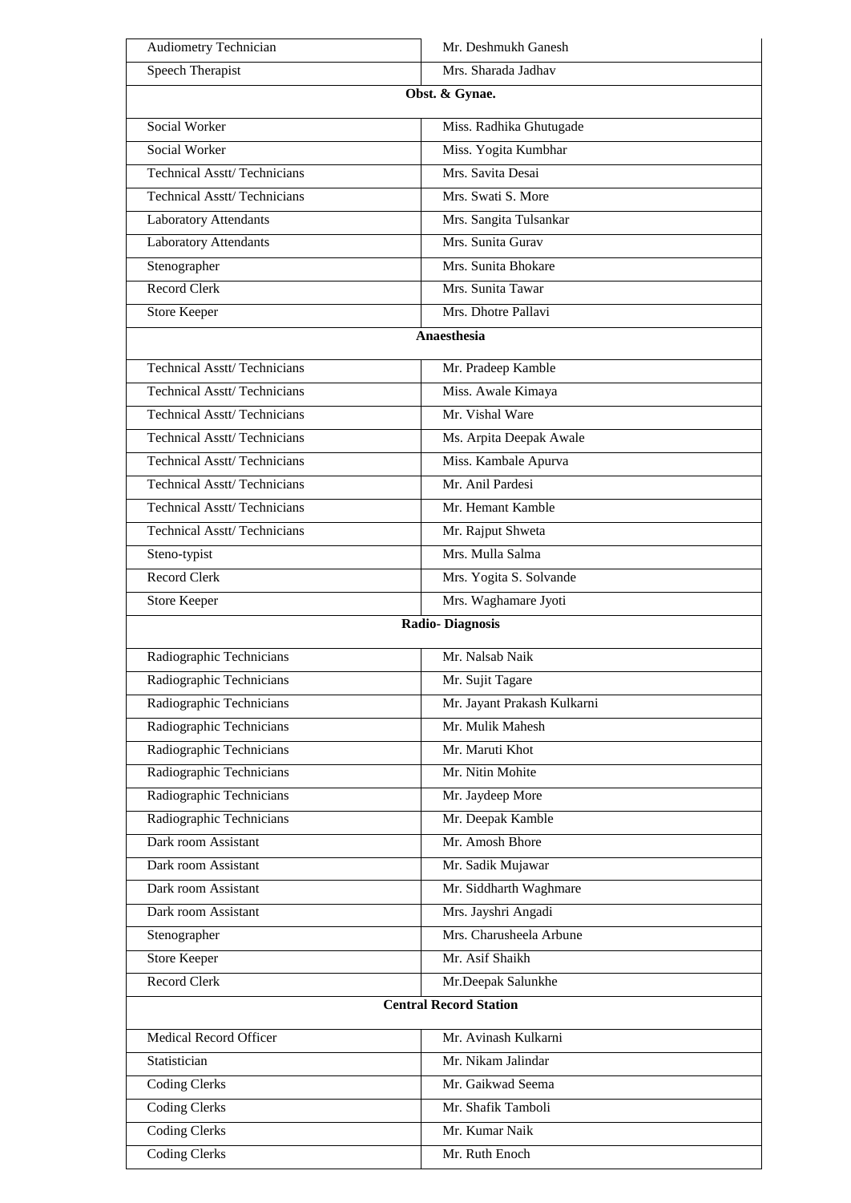| | |
|---|---|
| Audiometry Technician | Mr. Deshmukh Ganesh |
| Speech Therapist | Mrs. Sharada Jadhav |
| **Obst. & Gynae.** | |
| Social Worker | Miss. Radhika Ghutugade |
| Social Worker | Miss. Yogita Kumbhar |
| Technical Asstt/ Technicians | Mrs. Savita Desai |
| Technical Asstt/ Technicians | Mrs. Swati S. More |
| Laboratory Attendants | Mrs. Sangita Tulsankar |
| Laboratory Attendants | Mrs. Sunita Gurav |
| Stenographer | Mrs. Sunita Bhokare |
| Record Clerk | Mrs. Sunita Tawar |
| Store Keeper | Mrs. Dhotre Pallavi |
| **Anaesthesia** | |
| Technical Asstt/ Technicians | Mr. Pradeep Kamble |
| Technical Asstt/ Technicians | Miss. Awale Kimaya |
| Technical Asstt/ Technicians | Mr. Vishal Ware |
| Technical Asstt/ Technicians | Ms. Arpita Deepak Awale |
| Technical Asstt/ Technicians | Miss. Kambale Apurva |
| Technical Asstt/ Technicians | Mr. Anil Pardesi |
| Technical Asstt/ Technicians | Mr. Hemant Kamble |
| Technical Asstt/ Technicians | Mr. Rajput Shweta |
| Steno-typist | Mrs. Mulla Salma |
| Record Clerk | Mrs. Yogita S. Solvande |
| Store Keeper | Mrs. Waghamare Jyoti |
| **Radio- Diagnosis** | |
| Radiographic Technicians | Mr. Nalsab Naik |
| Radiographic Technicians | Mr. Sujit Tagare |
| Radiographic Technicians | Mr. Jayant Prakash Kulkarni |
| Radiographic Technicians | Mr. Mulik Mahesh |
| Radiographic Technicians | Mr. Maruti Khot |
| Radiographic Technicians | Mr. Nitin Mohite |
| Radiographic Technicians | Mr. Jaydeep More |
| Radiographic Technicians | Mr. Deepak Kamble |
| Dark room Assistant | Mr. Amosh Bhore |
| Dark room Assistant | Mr. Sadik Mujawar |
| Dark room Assistant | Mr. Siddharth Waghmare |
| Dark room Assistant | Mrs. Jayshri Angadi |
| Stenographer | Mrs. Charusheela Arbune |
| Store Keeper | Mr. Asif Shaikh |
| Record Clerk | Mr.Deepak Salunkhe |
| **Central Record Station** | |
| Medical Record Officer | Mr. Avinash Kulkarni |
| Statistician | Mr. Nikam Jalindar |
| Coding Clerks | Mr. Gaikwad Seema |
| Coding Clerks | Mr. Shafik Tamboli |
| Coding Clerks | Mr. Kumar Naik |
| Coding Clerks | Mr. Ruth Enoch |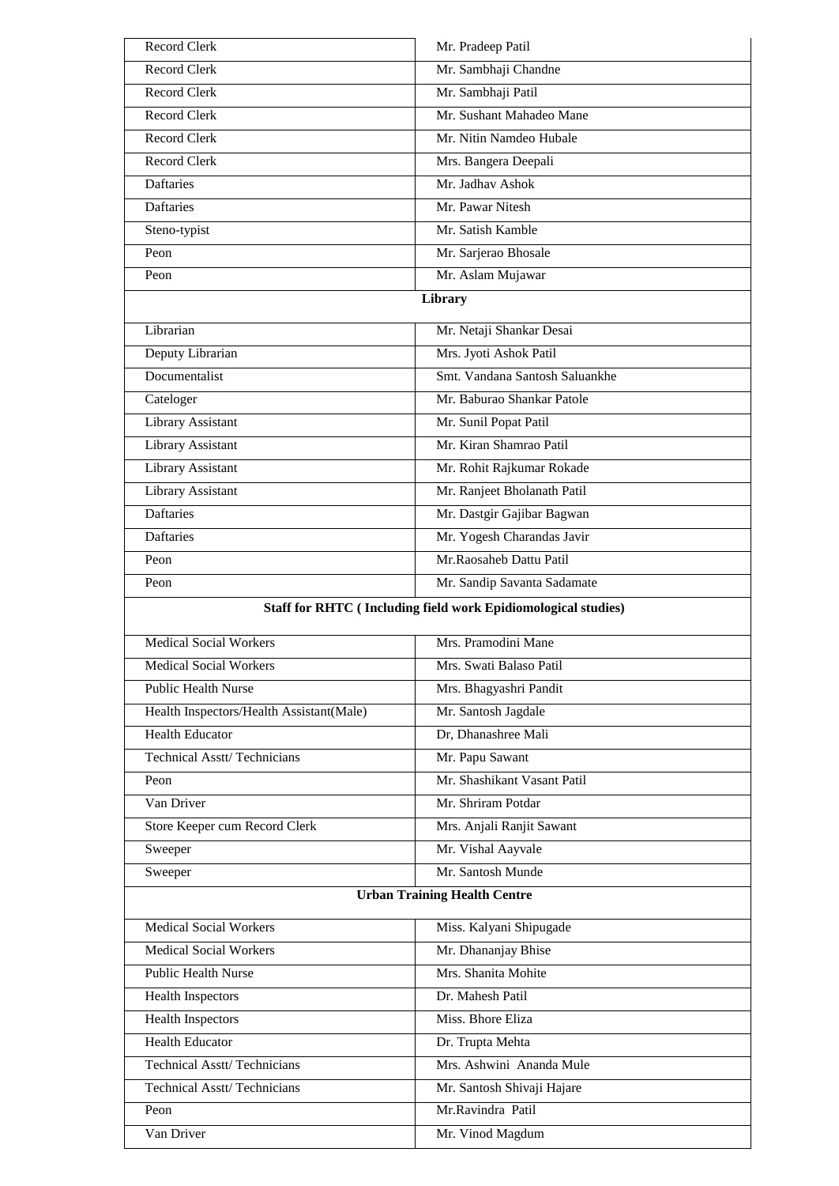| | |
|---|---|
| Record Clerk | Mr. Pradeep Patil |
| Record Clerk | Mr. Sambhaji Chandne |
| Record Clerk | Mr. Sambhaji Patil |
| Record Clerk | Mr. Sushant Mahadeo Mane |
| Record Clerk | Mr. Nitin Namdeo Hubale |
| Record Clerk | Mrs. Bangera Deepali |
| Daftaries | Mr. Jadhav Ashok |
| Daftaries | Mr. Pawar Nitesh |
| Steno-typist | Mr. Satish Kamble |
| Peon | Mr. Sarjerao Bhosale |
| Peon | Mr. Aslam Mujawar |
| **Library** | |
| Librarian | Mr. Netaji Shankar Desai |
| Deputy Librarian | Mrs. Jyoti Ashok Patil |
| Documentalist | Smt. Vandana Santosh Saluankhe |
| Cateloger | Mr. Baburao Shankar Patole |
| Library Assistant | Mr. Sunil Popat Patil |
| Library Assistant | Mr. Kiran Shamrao Patil |
| Library Assistant | Mr. Rohit Rajkumar Rokade |
| Library Assistant | Mr. Ranjeet Bholanath Patil |
| Daftaries | Mr. Dastgir Gajibar Bagwan |
| Daftaries | Mr. Yogesh Charandas Javir |
| Peon | Mr.Raosaheb Dattu Patil |
| Peon | Mr. Sandip Savanta Sadamate |
| **Staff for RHTC ( Including field work Epidiomological studies)** | |
| Medical Social Workers | Mrs. Pramodini Mane |
| Medical Social Workers | Mrs. Swati Balaso Patil |
| Public Health Nurse | Mrs. Bhagyashri Pandit |
| Health Inspectors/Health Assistant(Male) | Mr. Santosh Jagdale |
| Health Educator | Dr, Dhanashree Mali |
| Technical Asstt/ Technicians | Mr. Papu Sawant |
| Peon | Mr. Shashikant Vasant Patil |
| Van Driver | Mr. Shriram Potdar |
| Store Keeper cum Record Clerk | Mrs. Anjali Ranjit Sawant |
| Sweeper | Mr. Vishal Aayvale |
| Sweeper | Mr. Santosh Munde |
| **Urban Training Health Centre** | |
| Medical Social Workers | Miss. Kalyani Shipugade |
| Medical Social Workers | Mr. Dhananjay Bhise |
| Public Health Nurse | Mrs. Shanita Mohite |
| Health Inspectors | Dr. Mahesh Patil |
| Health Inspectors | Miss. Bhore Eliza |
| Health Educator | Dr. Trupta Mehta |
| Technical Asstt/ Technicians | Mrs. Ashwini Ananda Mule |
| Technical Asstt/ Technicians | Mr. Santosh Shivaji Hajare |
| Peon | Mr.Ravindra Patil |
| Van Driver | Mr. Vinod Magdum |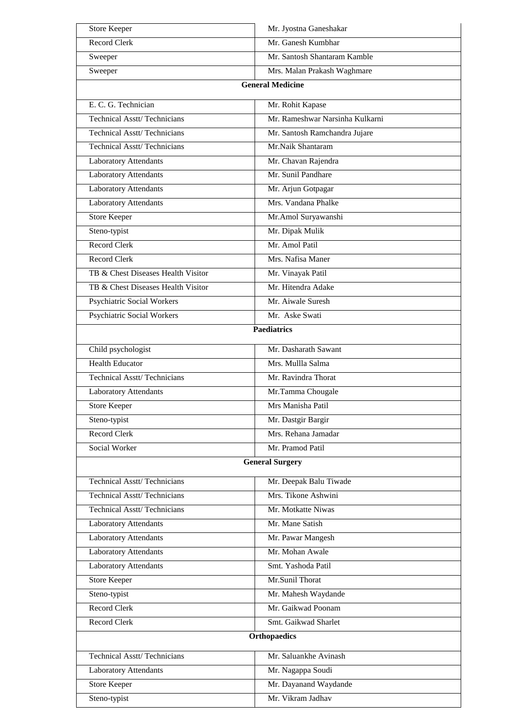| | |
|---|---|
| Store Keeper | Mr. Jyostna Ganeshakar |
| Record Clerk | Mr. Ganesh Kumbhar |
| Sweeper | Mr. Santosh Shantaram Kamble |
| Sweeper | Mrs. Malan Prakash Waghmare |
| **General Medicine** | |
| E. C. G. Technician | Mr. Rohit Kapase |
| Technical Asstt/ Technicians | Mr. Rameshwar Narsinha Kulkarni |
| Technical Asstt/ Technicians | Mr. Santosh Ramchandra Jujare |
| Technical Asstt/ Technicians | Mr.Naik Shantaram |
| Laboratory Attendants | Mr. Chavan Rajendra |
| Laboratory Attendants | Mr. Sunil Pandhare |
| Laboratory Attendants | Mr. Arjun Gotpagar |
| Laboratory Attendants | Mrs. Vandana Phalke |
| Store Keeper | Mr.Amol Suryawanshi |
| Steno-typist | Mr. Dipak Mulik |
| Record Clerk | Mr. Amol Patil |
| Record Clerk | Mrs. Nafisa Maner |
| TB & Chest Diseases Health Visitor | Mr. Vinayak Patil |
| TB & Chest Diseases Health Visitor | Mr. Hitendra Adake |
| Psychiatric Social Workers | Mr. Aiwale Suresh |
| Psychiatric Social Workers | Mr. Aske Swati |
| **Paediatrics** | |
| Child psychologist | Mr. Dasharath Sawant |
| Health Educator | Mrs. Mullla Salma |
| Technical Asstt/ Technicians | Mr. Ravindra Thorat |
| Laboratory Attendants | Mr.Tamma Chougale |
| Store Keeper | Mrs Manisha Patil |
| Steno-typist | Mr. Dastgir Bargir |
| Record Clerk | Mrs. Rehana Jamadar |
| Social Worker | Mr. Pramod Patil |
| **General Surgery** | |
| Technical Asstt/ Technicians | Mr. Deepak Balu Tiwade |
| Technical Asstt/ Technicians | Mrs. Tikone Ashwini |
| Technical Asstt/ Technicians | Mr. Motkatte Niwas |
| Laboratory Attendants | Mr. Mane Satish |
| Laboratory Attendants | Mr. Pawar Mangesh |
| Laboratory Attendants | Mr. Mohan Awale |
| Laboratory Attendants | Smt. Yashoda Patil |
| Store Keeper | Mr.Sunil Thorat |
| Steno-typist | Mr. Mahesh Waydande |
| Record Clerk | Mr. Gaikwad Poonam |
| Record Clerk | Smt. Gaikwad Sharlet |
| **Orthopaedics** | |
| Technical Asstt/ Technicians | Mr. Saluankhe Avinash |
| Laboratory Attendants | Mr. Nagappa Soudi |
| Store Keeper | Mr. Dayanand Waydande |
| Steno-typist | Mr. Vikram Jadhav |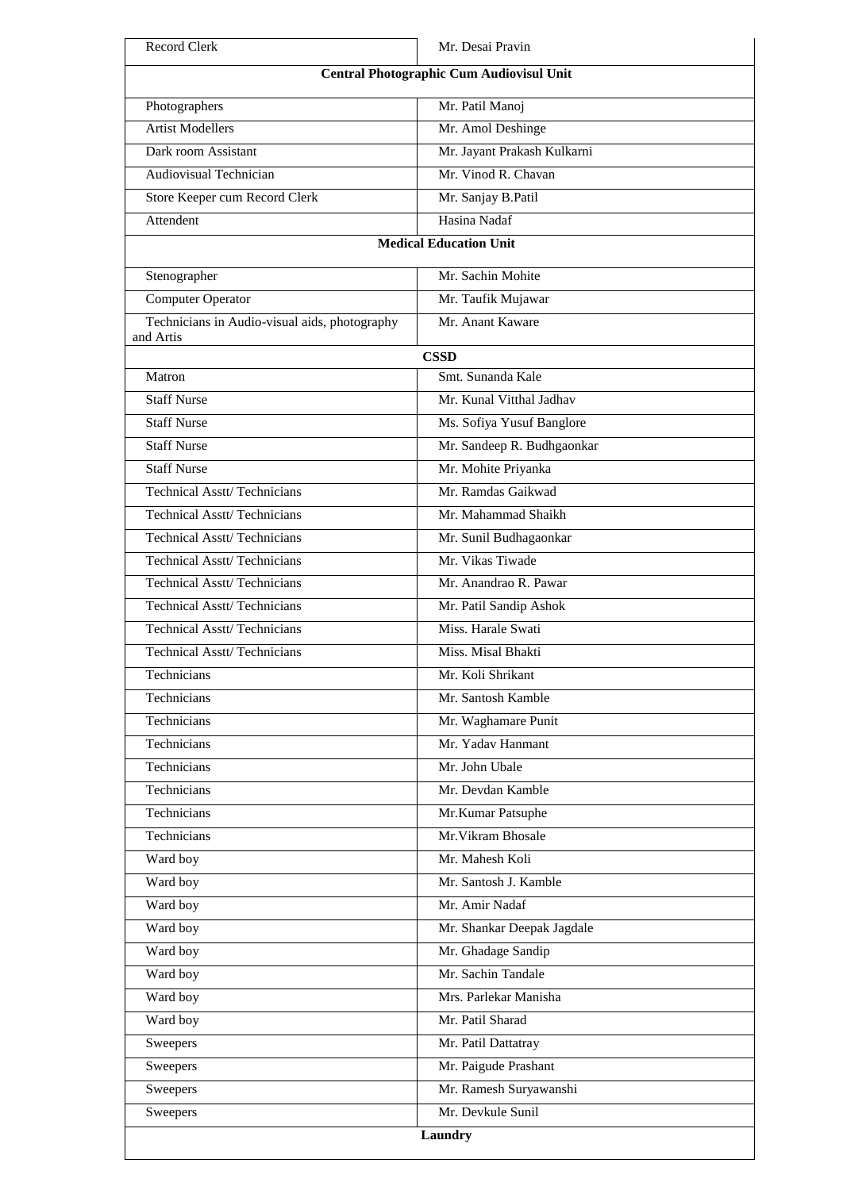| Record Clerk | Mr. Desai Pravin |
|---|---|
| **Central Photographic Cum Audiovisul Unit** | |
| Photographers | Mr. Patil Manoj |
| Artist Modellers | Mr. Amol Deshinge |
| Dark room Assistant | Mr. Jayant Prakash Kulkarni |
| Audiovisual Technician | Mr. Vinod R. Chavan |
| Store Keeper cum Record Clerk | Mr. Sanjay B.Patil |
| Attendent | Hasina Nadaf |
| **Medical Education Unit** | |
| Stenographer | Mr. Sachin Mohite |
| Computer Operator | Mr. Taufik Mujawar |
| Technicians in Audio-visual aids, photography and Artis | Mr. Anant Kaware |
| **CSSD** | |
| Matron | Smt. Sunanda Kale |
| Staff Nurse | Mr. Kunal Vitthal Jadhav |
| Staff Nurse | Ms. Sofiya Yusuf Banglore |
| Staff Nurse | Mr. Sandeep R. Budhgaonkar |
| Staff Nurse | Mr. Mohite Priyanka |
| Technical Asstt/ Technicians | Mr. Ramdas Gaikwad |
| Technical Asstt/ Technicians | Mr. Mahammad Shaikh |
| Technical Asstt/ Technicians | Mr. Sunil Budhagaonkar |
| Technical Asstt/ Technicians | Mr. Vikas Tiwade |
| Technical Asstt/ Technicians | Mr. Anandrao R. Pawar |
| Technical Asstt/ Technicians | Mr. Patil Sandip Ashok |
| Technical Asstt/ Technicians | Miss. Harale Swati |
| Technical Asstt/ Technicians | Miss. Misal Bhakti |
| Technicians | Mr. Koli Shrikant |
| Technicians | Mr. Santosh Kamble |
| Technicians | Mr. Waghamare Punit |
| Technicians | Mr. Yadav Hanmant |
| Technicians | Mr. John Ubale |
| Technicians | Mr. Devdan Kamble |
| Technicians | Mr.Kumar Patsuphe |
| Technicians | Mr.Vikram Bhosale |
| Ward boy | Mr. Mahesh Koli |
| Ward boy | Mr. Santosh J. Kamble |
| Ward boy | Mr. Amir Nadaf |
| Ward boy | Mr. Shankar Deepak Jagdale |
| Ward boy | Mr. Ghadage Sandip |
| Ward boy | Mr. Sachin Tandale |
| Ward boy | Mrs. Parlekar Manisha |
| Ward boy | Mr. Patil Sharad |
| Sweepers | Mr. Patil Dattatray |
| Sweepers | Mr. Paigude Prashant |
| Sweepers | Mr. Ramesh Suryawanshi |
| Sweepers | Mr. Devkule Sunil |
| **Laundry** | |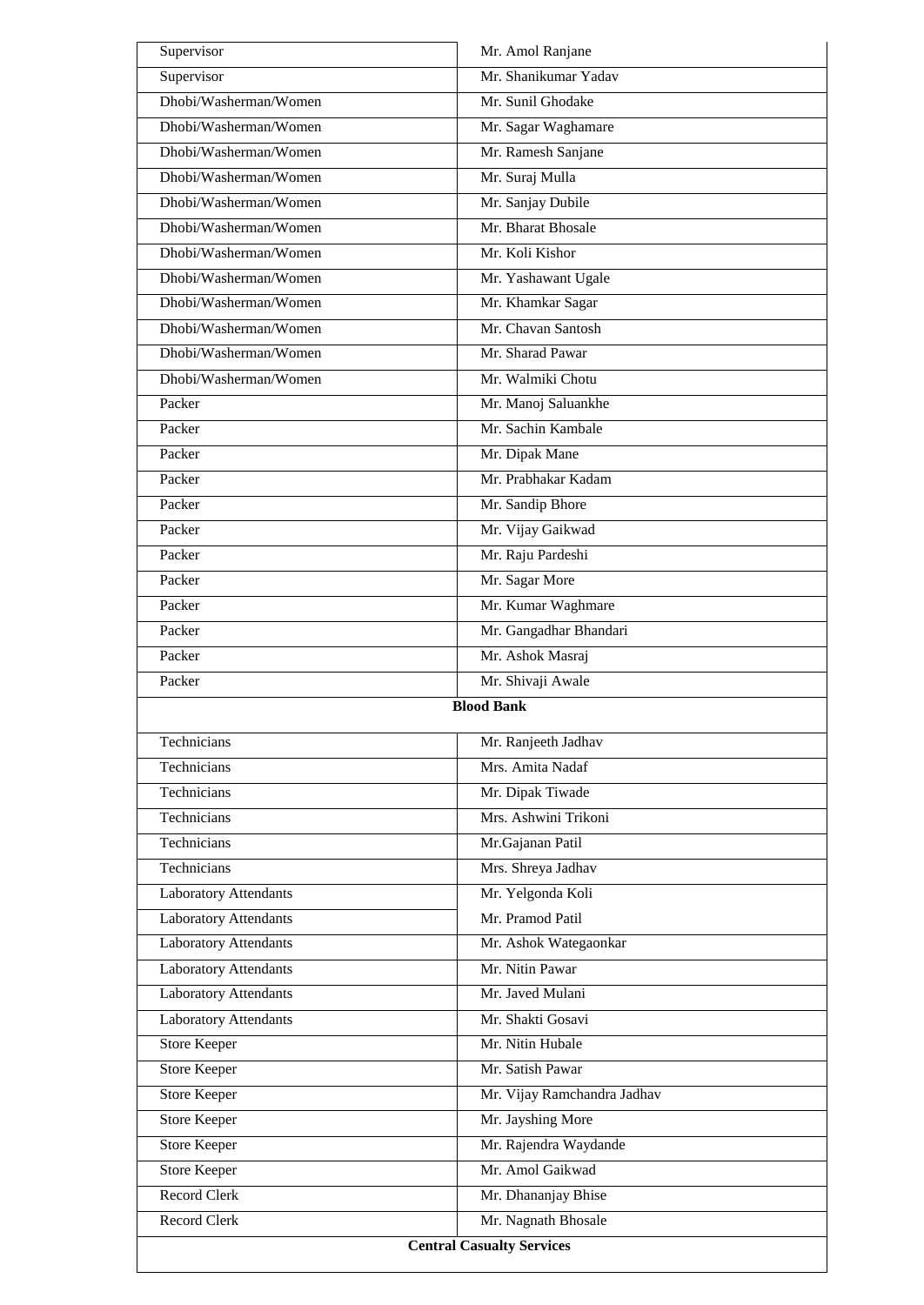| | |
|---|---|
| Supervisor | Mr. Amol Ranjane |
| Supervisor | Mr. Shanikumar Yadav |
| Dhobi/Washerman/Women | Mr. Sunil Ghodake |
| Dhobi/Washerman/Women | Mr. Sagar Waghamare |
| Dhobi/Washerman/Women | Mr. Ramesh Sanjane |
| Dhobi/Washerman/Women | Mr. Suraj Mulla |
| Dhobi/Washerman/Women | Mr. Sanjay Dubile |
| Dhobi/Washerman/Women | Mr. Bharat Bhosale |
| Dhobi/Washerman/Women | Mr. Koli Kishor |
| Dhobi/Washerman/Women | Mr. Yashawant Ugale |
| Dhobi/Washerman/Women | Mr. Khamkar Sagar |
| Dhobi/Washerman/Women | Mr. Chavan Santosh |
| Dhobi/Washerman/Women | Mr. Sharad Pawar |
| Dhobi/Washerman/Women | Mr. Walmiki Chotu |
| Packer | Mr. Manoj Saluankhe |
| Packer | Mr. Sachin Kambale |
| Packer | Mr. Dipak Mane |
| Packer | Mr. Prabhakar Kadam |
| Packer | Mr. Sandip Bhore |
| Packer | Mr. Vijay Gaikwad |
| Packer | Mr. Raju Pardeshi |
| Packer | Mr. Sagar More |
| Packer | Mr. Kumar Waghmare |
| Packer | Mr. Gangadhar Bhandari |
| Packer | Mr. Ashok Masraj |
| Packer | Mr. Shivaji Awale |
| **Blood Bank** | |
| Technicians | Mr. Ranjeeth Jadhav |
| Technicians | Mrs. Amita Nadaf |
| Technicians | Mr. Dipak Tiwade |
| Technicians | Mrs. Ashwini Trikoni |
| Technicians | Mr.Gajanan Patil |
| Technicians | Mrs. Shreya Jadhav |
| Laboratory Attendants | Mr. Yelgonda Koli |
| Laboratory Attendants | Mr. Pramod Patil |
| Laboratory Attendants | Mr. Ashok Wategaonkar |
| Laboratory Attendants | Mr. Nitin Pawar |
| Laboratory Attendants | Mr. Javed Mulani |
| Laboratory Attendants | Mr. Shakti Gosavi |
| Store Keeper | Mr. Nitin Hubale |
| Store Keeper | Mr. Satish Pawar |
| Store Keeper | Mr. Vijay Ramchandra Jadhav |
| Store Keeper | Mr. Jayshing More |
| Store Keeper | Mr. Rajendra Waydande |
| Store Keeper | Mr. Amol Gaikwad |
| Record Clerk | Mr. Dhananjay Bhise |
| Record Clerk | Mr. Nagnath Bhosale |
| **Central Casualty Services** | |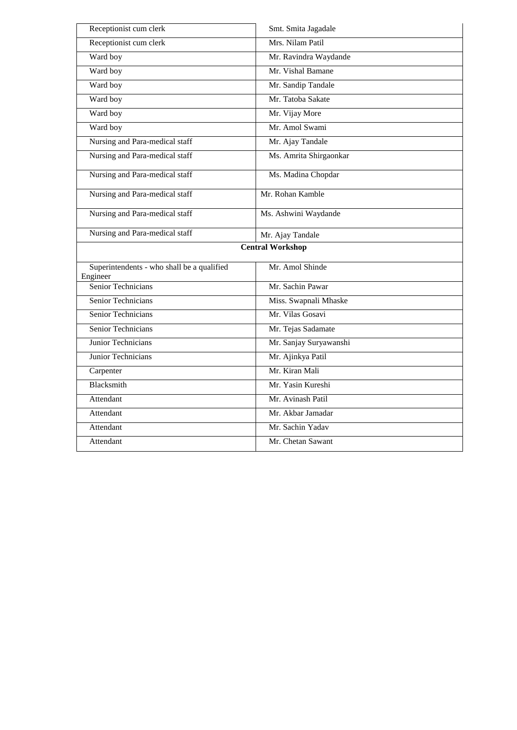| | |
|---|---|
| Receptionist cum clerk | Smt. Smita Jagadale |
| Receptionist cum clerk | Mrs. Nilam Patil |
| Ward boy | Mr. Ravindra Waydande |
| Ward boy | Mr. Vishal Bamane |
| Ward boy | Mr. Sandip Tandale |
| Ward boy | Mr. Tatoba Sakate |
| Ward boy | Mr. Vijay More |
| Ward boy | Mr. Amol Swami |
| Nursing and Para-medical staff | Mr. Ajay Tandale |
| Nursing and Para-medical staff | Ms. Amrita Shirgaonkar |
| Nursing and Para-medical staff | Ms. Madina Chopdar |
| Nursing and Para-medical staff | Mr. Rohan Kamble |
| Nursing and Para-medical staff | Ms. Ashwini Waydande |
| Nursing and Para-medical staff | Mr. Ajay Tandale |
| **Central Workshop** | |
| Superintendents - who shall be a qualified Engineer | Mr. Amol Shinde |
| Senior Technicians | Mr. Sachin Pawar |
| Senior Technicians | Miss. Swapnali Mhaske |
| Senior Technicians | Mr. Vilas Gosavi |
| Senior Technicians | Mr. Tejas Sadamate |
| Junior Technicians | Mr. Sanjay Suryawanshi |
| Junior Technicians | Mr. Ajinkya Patil |
| Carpenter | Mr. Kiran Mali |
| Blacksmith | Mr. Yasin Kureshi |
| Attendant | Mr. Avinash Patil |
| Attendant | Mr. Akbar Jamadar |
| Attendant | Mr. Sachin Yadav |
| Attendant | Mr. Chetan Sawant |